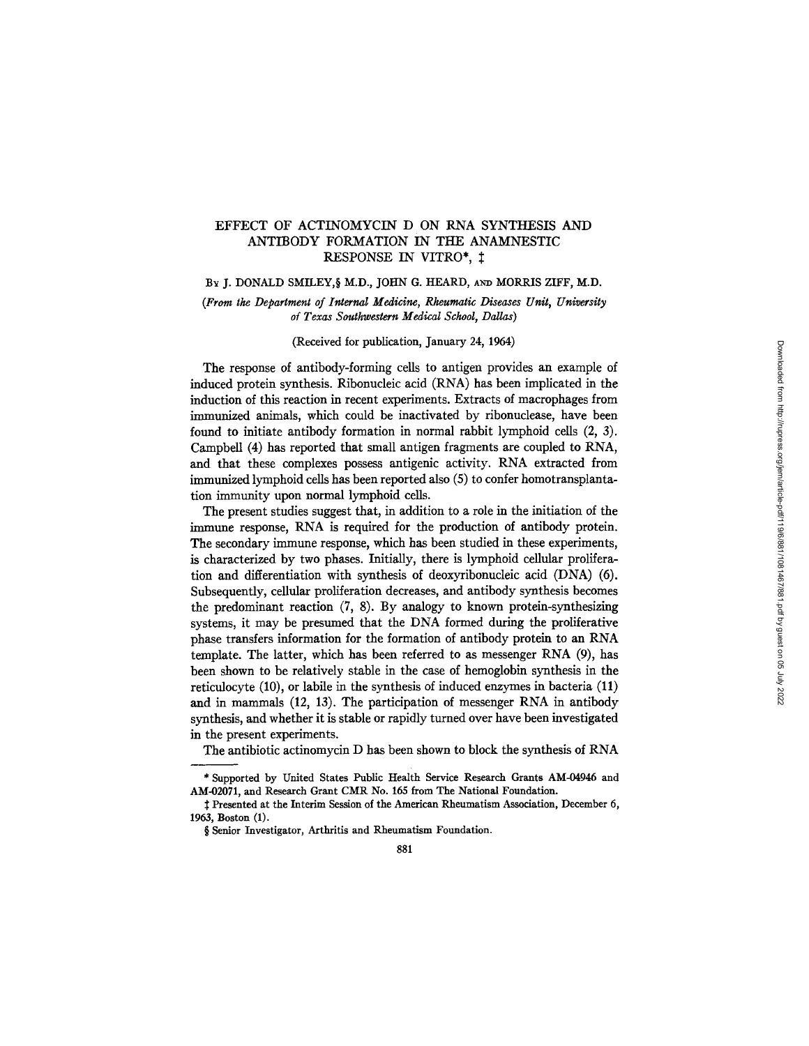# EFFECT OF ACTINOMYCIN D ON RNA SYNTHESIS AND ANTIBODY FORMATION IN THE ANAMNESTIC RESPONSE IN VITRO*, ‡

BY J. DONALD SMILEY,§ M.D., JOHN G. HEARD, AND MORRIS ZIFF, M.D.

*(From the Department of Internal Medicine, Rheumatic Diseases Unit, University of Texas Southwestern Medical School, Dallas)*

(Received for publication, January 24, 1964)

The response of antibody-forming cells to antigen provides an example of induced protein synthesis. Ribonucleic acid (RNA) has been implicated in the induction of this reaction in recent experiments. Extracts of macrophages from immunized animals, which could be inactivated by ribonuclease, have been found to initiate antibody formation in normal rabbit lymphoid cells (2, 3). Campbell (4) has reported that small antigen fragments are coupled to RNA, and that these complexes possess antigenic activity. RNA extracted from immunized lymphoid cells has been reported also (5) to confer homotransplantation immunity upon normal lymphoid cells.

The present studies suggest that, in addition to a role in the initiation of the immune response, RNA is required for the production of antibody protein. The secondary immune response, which has been studied in these experiments, is characterized by two phases. Initially, there is lymphoid cellular proliferation and differentiation with synthesis of deoxyribonucleic acid (DNA) (6). Subsequently, cellular proliferation decreases, and antibody synthesis becomes the predominant reaction (7, 8). By analogy to known protein-synthesizing systems, it may be presumed that the DNA formed during the proliferative phase transfers information for the formation of antibody protein to an RNA template. The latter, which has been referred to as messenger RNA (9), has been shown to be relatively stable in the case of hemoglobin synthesis in the reticulocyte (10), or labile in the synthesis of induced enzymes in bacteria (11) and in mammals (12, 13). The participation of messenger RNA in antibody synthesis, and whether it is stable or rapidly turned over have been investigated in the present experiments.

The antibiotic actinomycin D has been shown to block the synthesis of RNA

---

\* Supported by United States Public Health Service Research Grants AM-04946 and AM-02071, and Research Grant CMR No. 165 from The National Foundation.

‡ Presented at the Interim Session of the American Rheumatism Association, December 6, 1963, Boston (1).

§ Senior Investigator, Arthritis and Rheumatism Foundation.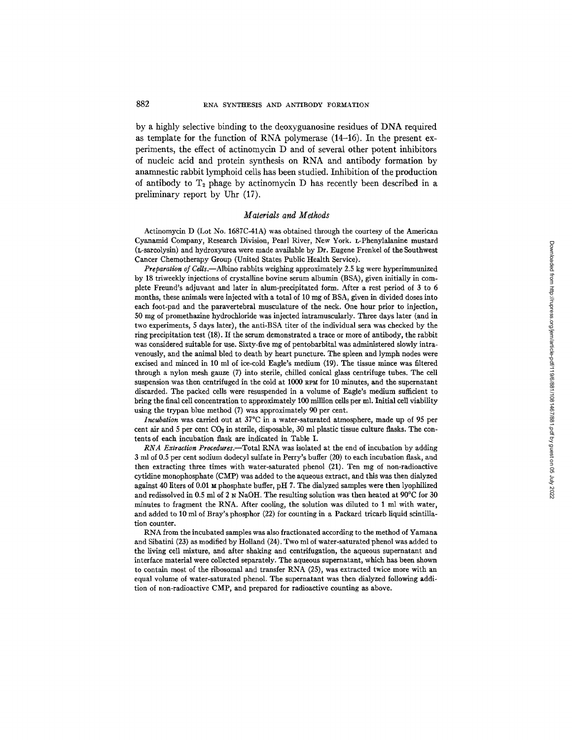by a highly selective binding to the deoxyguanosine residues of DNA required as template for the function of RNA polymerase (14–16). In the present experiments, the effect of actinomycin D and of several other potent inhibitors of nucleic acid and protein synthesis on RNA and antibody formation by anamnestic rabbit lymphoid cells has been studied. Inhibition of the production of antibody to $T_2$ phage by actinomycin D has recently been described in a preliminary report by Uhr (17).

## *Materials and Methods*

Actinomycin D (Lot No. 1687C-41A) was obtained through the courtesy of the American Cyanamid Company, Research Division, Pearl River, New York. L-Phenylalanine mustard (L-sarcolysin) and hydroxyurea were made available by Dr. Eugene Frenkel of the Southwest Cancer Chemotherapy Group (United States Public Health Service).

*Preparation of Cells.*—Albino rabbits weighing approximately 2.5 kg were hyperimmunized by 18 triweekly injections of crystalline bovine serum albumin (BSA), given initially in complete Freund's adjuvant and later in alum-precipitated form. After a rest period of 3 to 6 months, these animals were injected with a total of 10 mg of BSA, given in divided doses into each foot-pad and the paravertebral musculature of the neck. One hour prior to injection, 50 mg of promethazine hydrochloride was injected intramuscularly. Three days later (and in two experiments, 5 days later), the anti-BSA titer of the individual sera was checked by the ring precipitation test (18). If the serum demonstrated a trace or more of antibody, the rabbit was considered suitable for use. Sixty-five mg of pentobarbital was administered slowly intravenously, and the animal bled to death by heart puncture. The spleen and lymph nodes were excised and minced in 10 ml of ice-cold Eagle's medium (19). The tissue mince was filtered through a nylon mesh gauze (7) into sterile, chilled conical glass centrifuge tubes. The cell suspension was then centrifuged in the cold at 1000 RPM for 10 minutes, and the supernatant discarded. The packed cells were resuspended in a volume of Eagle's medium sufficient to bring the final cell concentration to approximately 100 million cells per ml. Initial cell viability using the trypan blue method (7) was approximately 90 per cent.

*Incubation* was carried out at 37°C in a water-saturated atmosphere, made up of 95 per cent air and 5 per cent $CO_2$ in sterile, disposable, 30 ml plastic tissue culture flasks. The contents of each incubation flask are indicated in Table I.

*RNA Extraction Procedures.*—Total RNA was isolated at the end of incubation by adding 3 ml of 0.5 per cent sodium dodecyl sulfate in Perry's buffer (20) to each incubation flask, and then extracting three times with water-saturated phenol (21). Ten mg of non-radioactive cytidine monophosphate (CMP) was added to the aqueous extract, and this was then dialyzed against 40 liters of 0.01 M phosphate buffer, pH 7. The dialyzed samples were then lyophilized and redissolved in 0.5 ml of 2 N NaOH. The resulting solution was then heated at 90°C for 30 minutes to fragment the RNA. After cooling, the solution was diluted to 1 ml with water, and added to 10 ml of Bray's phosphor (22) for counting in a Packard tricarb liquid scintillation counter.

RNA from the incubated samples was also fractionated according to the method of Yamana and Sibatini (23) as modified by Holland (24). Two ml of water-saturated phenol was added to the living cell mixture, and after shaking and centrifugation, the aqueous supernatant and interface material were collected separately. The aqueous supernatant, which has been shown to contain most of the ribosomal and transfer RNA (25), was extracted twice more with an equal volume of water-saturated phenol. The supernatant was then dialyzed following addition of non-radioactive CMP, and prepared for radioactive counting as above.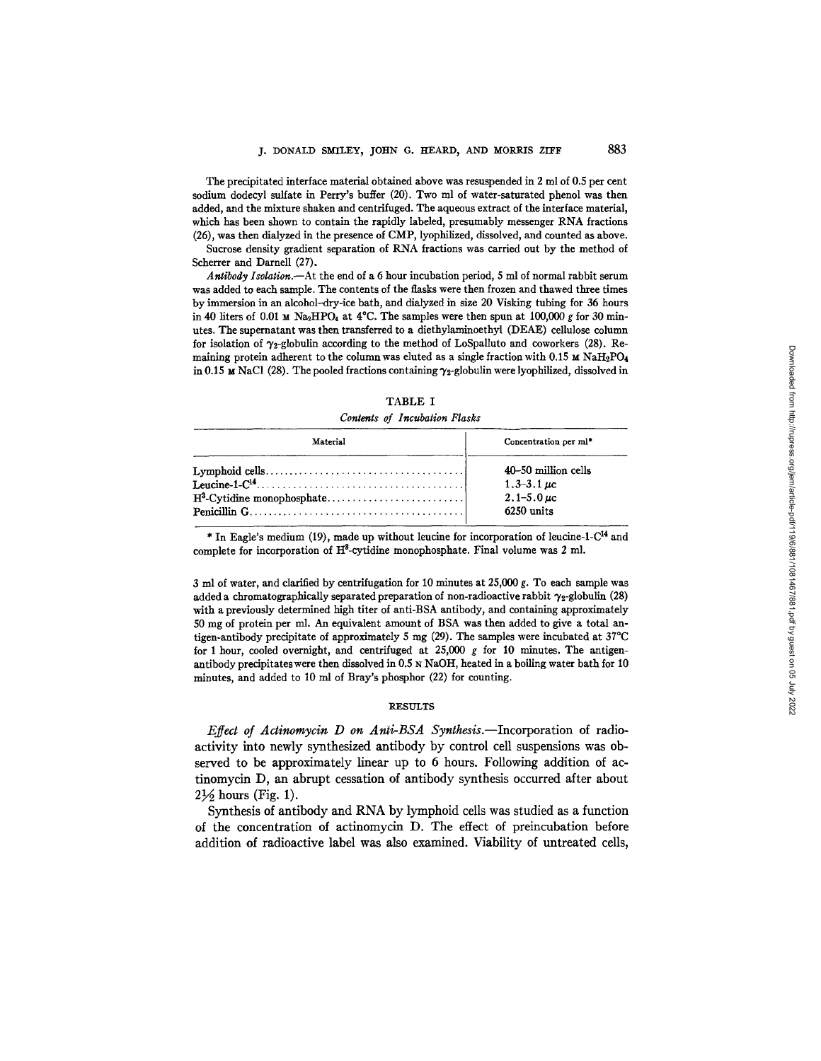The precipitated interface material obtained above was resuspended in 2 ml of 0.5 per cent sodium dodecyl sulfate in Perry's buffer (20). Two ml of water-saturated phenol was then added, and the mixture shaken and centrifuged. The aqueous extract of the interface material, which has been shown to contain the rapidly labeled, presumably messenger RNA fractions (26), was then dialyzed in the presence of CMP, lyophilized, dissolved, and counted as above.

Sucrose density gradient separation of RNA fractions was carried out by the method of Scherrer and Darnell (27).

*Antibody Isolation.*—At the end of a 6 hour incubation period, 5 ml of normal rabbit serum was added to each sample. The contents of the flasks were then frozen and thawed three times by immersion in an alcohol–dry-ice bath, and dialyzed in size 20 Visking tubing for 36 hours in 40 liters of 0.01 M $Na_2HPO_4$ at 4°C. The samples were then spun at 100,000 *g* for 30 minutes. The supernatant was then transferred to a diethylaminoethyl (DEAE) cellulose column for isolation of $\gamma_2$-globulin according to the method of LoSpalluto and coworkers (28). Remaining protein adherent to the column was eluted as a single fraction with 0.15 M $NaH_2PO_4$ in 0.15 M NaCl (28). The pooled fractions containing $\gamma_2$-globulin were lyophilized, dissolved in 3 ml of water, and clarified by centrifugation for 10 minutes at 25,000 *g*. To each sample was added a chromatographically separated preparation of non-radioactive rabbit $\gamma_2$-globulin (28) with a previously determined high titer of anti-BSA antibody, and containing approximately 50 mg of protein per ml. An equivalent amount of BSA was then added to give a total antigen-antibody precipitate of approximately 5 mg (29). The samples were incubated at 37°C for 1 hour, cooled overnight, and centrifuged at 25,000 *g* for 10 minutes. The antigen-antibody precipitates were then dissolved in 0.5 N NaOH, heated in a boiling water bath for 10 minutes, and added to 10 ml of Bray's phosphor (22) for counting.

TABLE I

*Contents of Incubation Flasks*

| Material | Concentration per ml* |
|---|---|
| Lymphoid cells | 40–50 million cells |
| Leucine-1-$C^{14}$ | 1.3–3.1 $\mu c$ |
| $H^3$-Cytidine monophosphate | 2.1–5.0 $\mu c$ |
| Penicillin G | 6250 units |

\* In Eagle's medium (19), made up without leucine for incorporation of leucine-1-$C^{14}$ and complete for incorporation of $H^3$-cytidine monophosphate. Final volume was 2 ml.

## RESULTS

*Effect of Actinomycin D on Anti-BSA Synthesis.*—Incorporation of radioactivity into newly synthesized antibody by control cell suspensions was observed to be approximately linear up to 6 hours. Following addition of actinomycin D, an abrupt cessation of antibody synthesis occurred after about 2½ hours (Fig. 1).

Synthesis of antibody and RNA by lymphoid cells was studied as a function of the concentration of actinomycin D. The effect of preincubation before addition of radioactive label was also examined. Viability of untreated cells,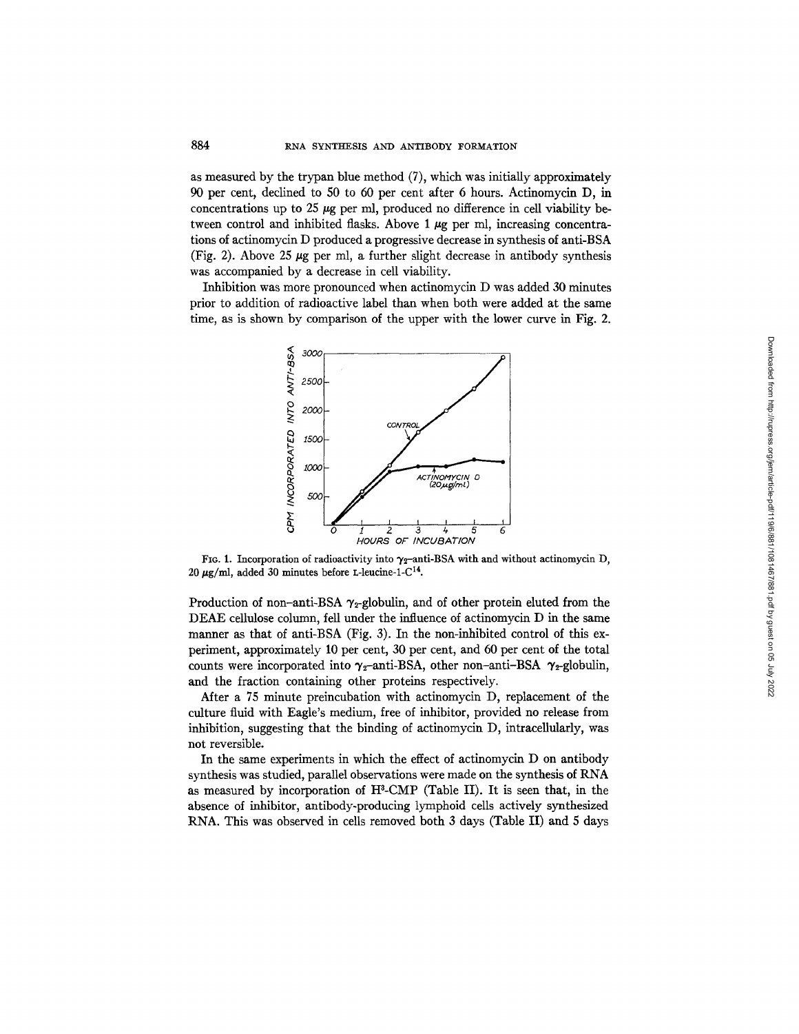as measured by the trypan blue method (7), which was initially approximately 90 per cent, declined to 50 to 60 per cent after 6 hours. Actinomycin D, in concentrations up to 25 μg per ml, produced no difference in cell viability between control and inhibited flasks. Above 1 μg per ml, increasing concentrations of actinomycin D produced a progressive decrease in synthesis of anti-BSA (Fig. 2). Above 25 μg per ml, a further slight decrease in antibody synthesis was accompanied by a decrease in cell viability.

Inhibition was more pronounced when actinomycin D was added 30 minutes prior to addition of radioactive label than when both were added at the same time, as is shown by comparison of the upper with the lower curve in Fig. 2.

FIG. 1. Incorporation of radioactivity into $\gamma_2$-anti-BSA with and without actinomycin D, 20 μg/ml, added 30 minutes before L-leucine-1-$C^{14}$.

Production of non–anti-BSA $\gamma_2$-globulin, and of other protein eluted from the DEAE cellulose column, fell under the influence of actinomycin D in the same manner as that of anti-BSA (Fig. 3). In the non-inhibited control of this experiment, approximately 10 per cent, 30 per cent, and 60 per cent of the total counts were incorporated into $\gamma_2$-anti-BSA, other non–anti-BSA $\gamma_2$-globulin, and the fraction containing other proteins respectively.

After a 75 minute preincubation with actinomycin D, replacement of the culture fluid with Eagle's medium, free of inhibitor, provided no release from inhibition, suggesting that the binding of actinomycin D, intracellularly, was not reversible.

In the same experiments in which the effect of actinomycin D on antibody synthesis was studied, parallel observations were made on the synthesis of RNA as measured by incorporation of $H^3$-CMP (Table II). It is seen that, in the absence of inhibitor, antibody-producing lymphoid cells actively synthesized RNA. This was observed in cells removed both 3 days (Table II) and 5 days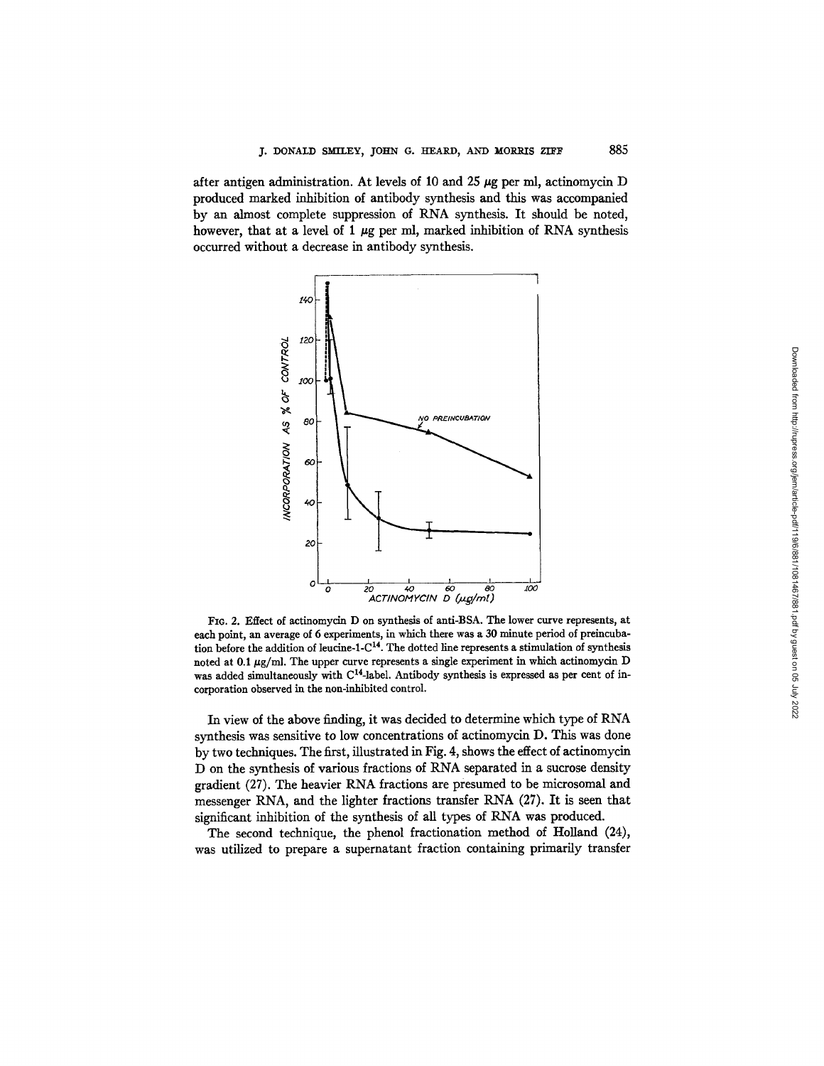after antigen administration. At levels of 10 and 25 μg per ml, actinomycin D produced marked inhibition of antibody synthesis and this was accompanied by an almost complete suppression of RNA synthesis. It should be noted, however, that at a level of 1 μg per ml, marked inhibition of RNA synthesis occurred without a decrease in antibody synthesis.

FIG. 2. Effect of actinomycin D on synthesis of anti-BSA. The lower curve represents, at each point, an average of 6 experiments, in which there was a 30 minute period of preincubation before the addition of leucine-1-$C^{14}$. The dotted line represents a stimulation of synthesis noted at 0.1 μg/ml. The upper curve represents a single experiment in which actinomycin D was added simultaneously with $C^{14}$-label. Antibody synthesis is expressed as per cent of incorporation observed in the non-inhibited control.

In view of the above finding, it was decided to determine which type of RNA synthesis was sensitive to low concentrations of actinomycin D. This was done by two techniques. The first, illustrated in Fig. 4, shows the effect of actinomycin D on the synthesis of various fractions of RNA separated in a sucrose density gradient (27). The heavier RNA fractions are presumed to be microsomal and messenger RNA, and the lighter fractions transfer RNA (27). It is seen that significant inhibition of the synthesis of all types of RNA was produced.

The second technique, the phenol fractionation method of Holland (24), was utilized to prepare a supernatant fraction containing primarily transfer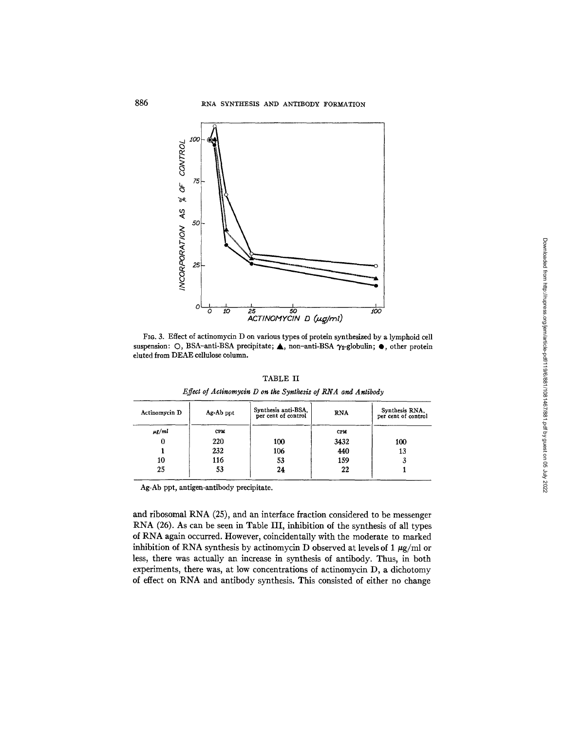FIG. 3. Effect of actinomycin D on various types of protein synthesized by a lymphoid cell suspension: ○, BSA-anti-BSA precipitate; ▲, non-anti-BSA $\gamma_2$-globulin; ●, other protein eluted from DEAE cellulose column.

TABLE II

*Effect of Actinomycin D on the Synthesis of RNA and Antibody*

| Actinomycin D | Ag-Ab ppt | Synthesis anti-BSA, per cent of control | RNA | Synthesis RNA, per cent of control |
|---|---|---|---|---|
| *µg/ml* | CPM | | CPM | |
| 0 | 220 | 100 | 3432 | 100 |
| 1 | 232 | 106 | 440 | 13 |
| 10 | 116 | 53 | 159 | 3 |
| 25 | 53 | 24 | 22 | 1 |

Ag-Ab ppt, antigen-antibody precipitate.

and ribosomal RNA (25), and an interface fraction considered to be messenger RNA (26). As can be seen in Table III, inhibition of the synthesis of all types of RNA again occurred. However, coincidentally with the moderate to marked inhibition of RNA synthesis by actinomycin D observed at levels of 1 µg/ml or less, there was actually an increase in synthesis of antibody. Thus, in both experiments, there was, at low concentrations of actinomycin D, a dichotomy of effect on RNA and antibody synthesis. This consisted of either no change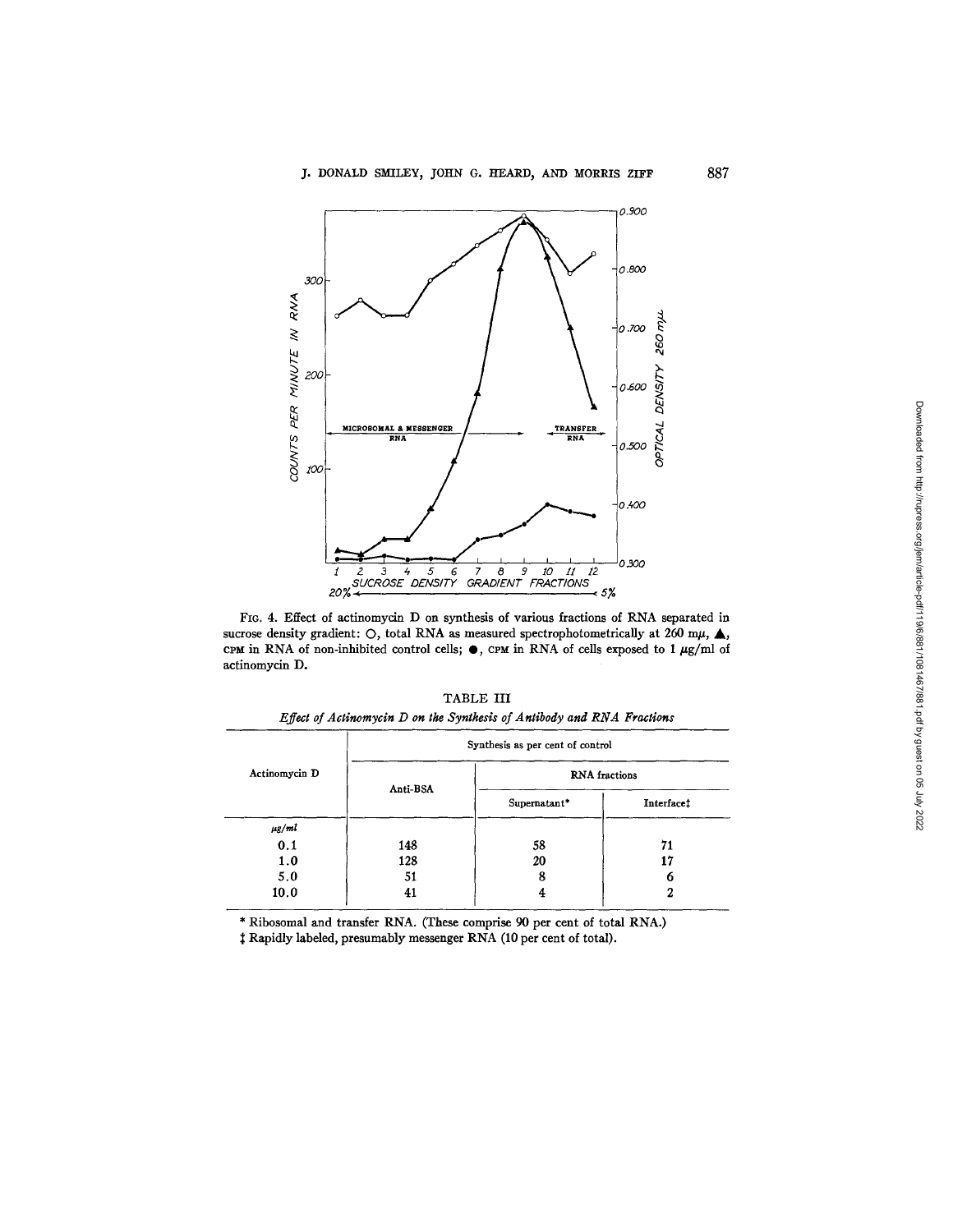FIG. 4. Effect of actinomycin D on synthesis of various fractions of RNA separated in sucrose density gradient: ○, total RNA as measured spectrophotometrically at 260 mμ, ▲, CPM in RNA of non-inhibited control cells; ●, CPM in RNA of cells exposed to 1 μg/ml of actinomycin D.

TABLE III

*Effect of Actinomycin D on the Synthesis of Antibody and RNA Fractions*

| Actinomycin D | Synthesis as per cent of control | | |
|---|---|---|---|
| | Anti-BSA | RNA fractions | |
| | | Supernatant* | Interface‡ |
| *μg/ml* | | | |
| 0.1 | 148 | 58 | 71 |
| 1.0 | 128 | 20 | 17 |
| 5.0 | 51 | 8 | 6 |
| 10.0 | 41 | 4 | 2 |

\* Ribosomal and transfer RNA. (These comprise 90 per cent of total RNA.)

‡ Rapidly labeled, presumably messenger RNA (10 per cent of total).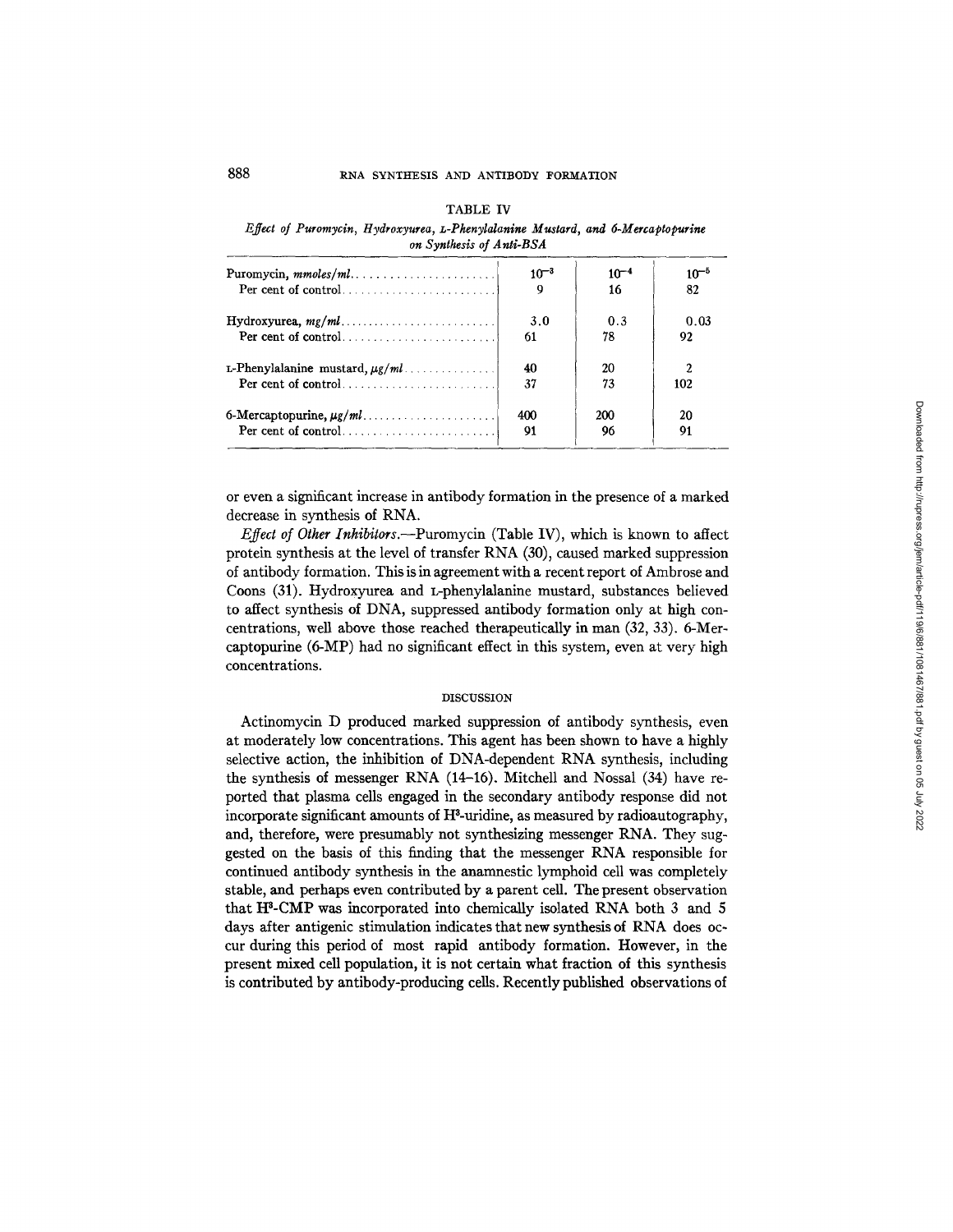TABLE IV

*Effect of Puromycin, Hydroxyurea, L-Phenylalanine Mustard, and 6-Mercaptopurine on Synthesis of Anti-BSA*

| | | | |
|---|---|---|---|
| Puromycin, *mmoles/ml* | $10^{-3}$ | $10^{-4}$ | $10^{-5}$ |
| Per cent of control | 9 | 16 | 82 |
| Hydroxyurea, *mg/ml* | 3.0 | 0.3 | 0.03 |
| Per cent of control | 61 | 78 | 92 |
| L-Phenylalanine mustard, *μg/ml* | 40 | 20 | 2 |
| Per cent of control | 37 | 73 | 102 |
| 6-Mercaptopurine, *μg/ml* | 400 | 200 | 20 |
| Per cent of control | 91 | 96 | 91 |

or even a significant increase in antibody formation in the presence of a marked decrease in synthesis of RNA.

*Effect of Other Inhibitors.*—Puromycin (Table IV), which is known to affect protein synthesis at the level of transfer RNA (30), caused marked suppression of antibody formation. This is in agreement with a recent report of Ambrose and Coons (31). Hydroxyurea and L-phenylalanine mustard, substances believed to affect synthesis of DNA, suppressed antibody formation only at high concentrations, well above those reached therapeutically in man (32, 33). 6-Mercaptopurine (6-MP) had no significant effect in this system, even at very high concentrations.

## DISCUSSION

Actinomycin D produced marked suppression of antibody synthesis, even at moderately low concentrations. This agent has been shown to have a highly selective action, the inhibition of DNA-dependent RNA synthesis, including the synthesis of messenger RNA (14–16). Mitchell and Nossal (34) have reported that plasma cells engaged in the secondary antibody response did not incorporate significant amounts of $H^3$-uridine, as measured by radioautography, and, therefore, were presumably not synthesizing messenger RNA. They suggested on the basis of this finding that the messenger RNA responsible for continued antibody synthesis in the anamnestic lymphoid cell was completely stable, and perhaps even contributed by a parent cell. The present observation that $H^3$-CMP was incorporated into chemically isolated RNA both 3 and 5 days after antigenic stimulation indicates that new synthesis of RNA does occur during this period of most rapid antibody formation. However, in the present mixed cell population, it is not certain what fraction of this synthesis is contributed by antibody-producing cells. Recently published observations of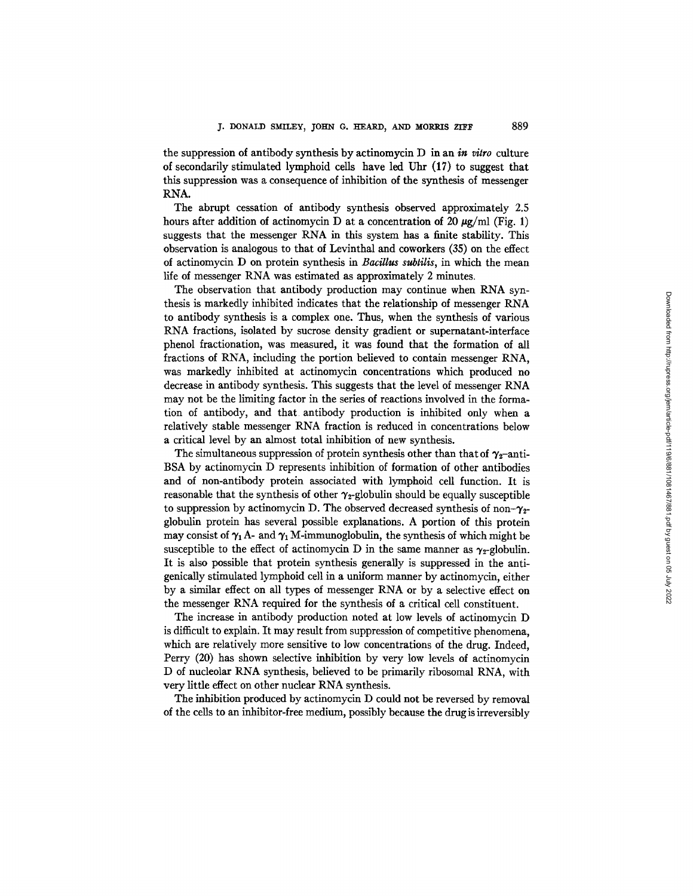the suppression of antibody synthesis by actinomycin D in an *in vitro* culture of secondarily stimulated lymphoid cells have led Uhr (17) to suggest that this suppression was a consequence of inhibition of the synthesis of messenger RNA.

The abrupt cessation of antibody synthesis observed approximately 2.5 hours after addition of actinomycin D at a concentration of 20 $\mu$g/ml (Fig. 1) suggests that the messenger RNA in this system has a finite stability. This observation is analogous to that of Levinthal and coworkers (35) on the effect of actinomycin D on protein synthesis in *Bacillus subtilis*, in which the mean life of messenger RNA was estimated as approximately 2 minutes.

The observation that antibody production may continue when RNA synthesis is markedly inhibited indicates that the relationship of messenger RNA to antibody synthesis is a complex one. Thus, when the synthesis of various RNA fractions, isolated by sucrose density gradient or supernatant-interface phenol fractionation, was measured, it was found that the formation of all fractions of RNA, including the portion believed to contain messenger RNA, was markedly inhibited at actinomycin concentrations which produced no decrease in antibody synthesis. This suggests that the level of messenger RNA may not be the limiting factor in the series of reactions involved in the formation of antibody, and that antibody production is inhibited only when a relatively stable messenger RNA fraction is reduced in concentrations below a critical level by an almost total inhibition of new synthesis.

The simultaneous suppression of protein synthesis other than that of $\gamma_2$-anti-BSA by actinomycin D represents inhibition of formation of other antibodies and of non-antibody protein associated with lymphoid cell function. It is reasonable that the synthesis of other $\gamma_2$-globulin should be equally susceptible to suppression by actinomycin D. The observed decreased synthesis of non-$\gamma_2$-globulin protein has several possible explanations. A portion of this protein may consist of $\gamma_1$A- and $\gamma_1$M-immunoglobulin, the synthesis of which might be susceptible to the effect of actinomycin D in the same manner as $\gamma_2$-globulin. It is also possible that protein synthesis generally is suppressed in the antigenically stimulated lymphoid cell in a uniform manner by actinomycin, either by a similar effect on all types of messenger RNA or by a selective effect on the messenger RNA required for the synthesis of a critical cell constituent.

The increase in antibody production noted at low levels of actinomycin D is difficult to explain. It may result from suppression of competitive phenomena, which are relatively more sensitive to low concentrations of the drug. Indeed, Perry (20) has shown selective inhibition by very low levels of actinomycin D of nucleolar RNA synthesis, believed to be primarily ribosomal RNA, with very little effect on other nuclear RNA synthesis.

The inhibition produced by actinomycin D could not be reversed by removal of the cells to an inhibitor-free medium, possibly because the drug is irreversibly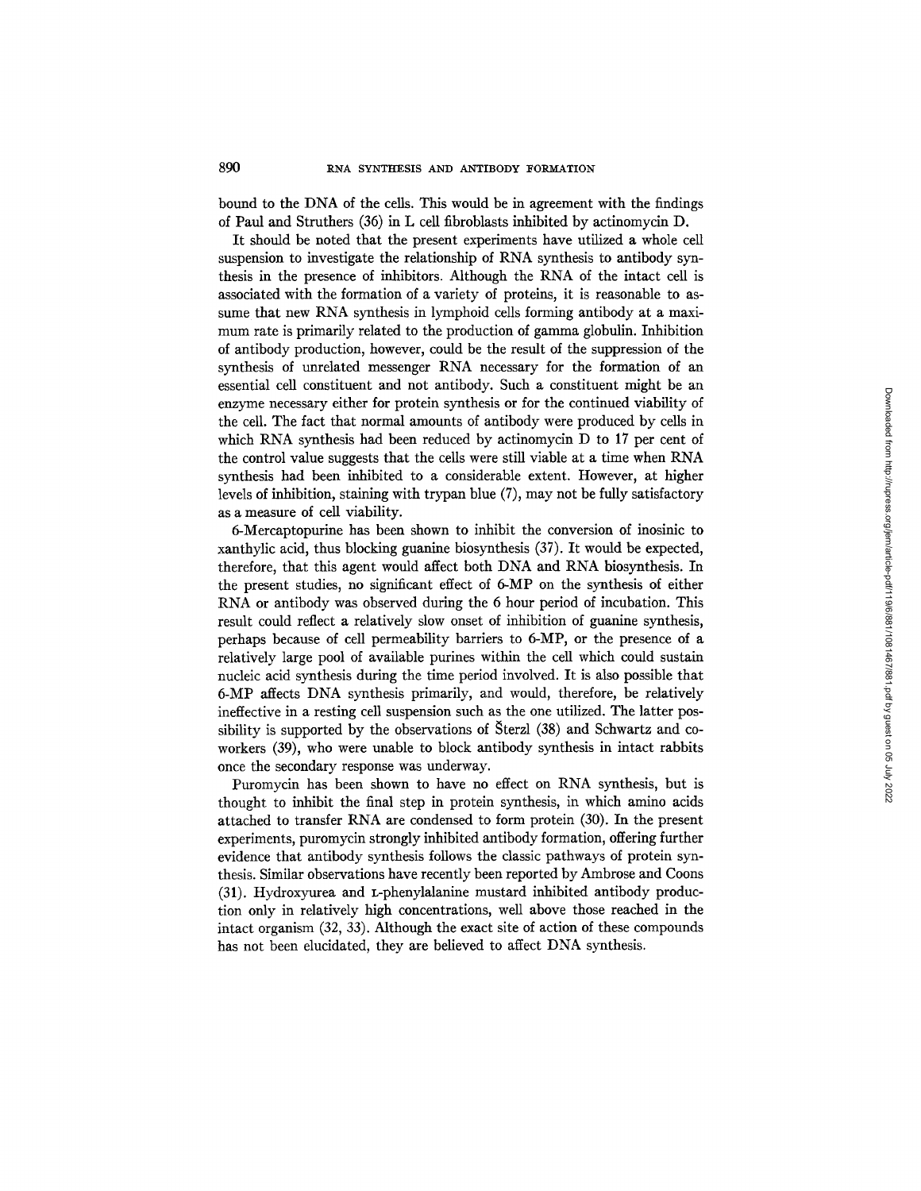bound to the DNA of the cells. This would be in agreement with the findings of Paul and Struthers (36) in L cell fibroblasts inhibited by actinomycin D.

It should be noted that the present experiments have utilized a whole cell suspension to investigate the relationship of RNA synthesis to antibody synthesis in the presence of inhibitors. Although the RNA of the intact cell is associated with the formation of a variety of proteins, it is reasonable to assume that new RNA synthesis in lymphoid cells forming antibody at a maximum rate is primarily related to the production of gamma globulin. Inhibition of antibody production, however, could be the result of the suppression of the synthesis of unrelated messenger RNA necessary for the formation of an essential cell constituent and not antibody. Such a constituent might be an enzyme necessary either for protein synthesis or for the continued viability of the cell. The fact that normal amounts of antibody were produced by cells in which RNA synthesis had been reduced by actinomycin D to 17 per cent of the control value suggests that the cells were still viable at a time when RNA synthesis had been inhibited to a considerable extent. However, at higher levels of inhibition, staining with trypan blue (7), may not be fully satisfactory as a measure of cell viability.

6-Mercaptopurine has been shown to inhibit the conversion of inosinic to xanthylic acid, thus blocking guanine biosynthesis (37). It would be expected, therefore, that this agent would affect both DNA and RNA biosynthesis. In the present studies, no significant effect of 6-MP on the synthesis of either RNA or antibody was observed during the 6 hour period of incubation. This result could reflect a relatively slow onset of inhibition of guanine synthesis, perhaps because of cell permeability barriers to 6-MP, or the presence of a relatively large pool of available purines within the cell which could sustain nucleic acid synthesis during the time period involved. It is also possible that 6-MP affects DNA synthesis primarily, and would, therefore, be relatively ineffective in a resting cell suspension such as the one utilized. The latter possibility is supported by the observations of Šterzl (38) and Schwartz and coworkers (39), who were unable to block antibody synthesis in intact rabbits once the secondary response was underway.

Puromycin has been shown to have no effect on RNA synthesis, but is thought to inhibit the final step in protein synthesis, in which amino acids attached to transfer RNA are condensed to form protein (30). In the present experiments, puromycin strongly inhibited antibody formation, offering further evidence that antibody synthesis follows the classic pathways of protein synthesis. Similar observations have recently been reported by Ambrose and Coons (31). Hydroxyurea and L-phenylalanine mustard inhibited antibody production only in relatively high concentrations, well above those reached in the intact organism (32, 33). Although the exact site of action of these compounds has not been elucidated, they are believed to affect DNA synthesis.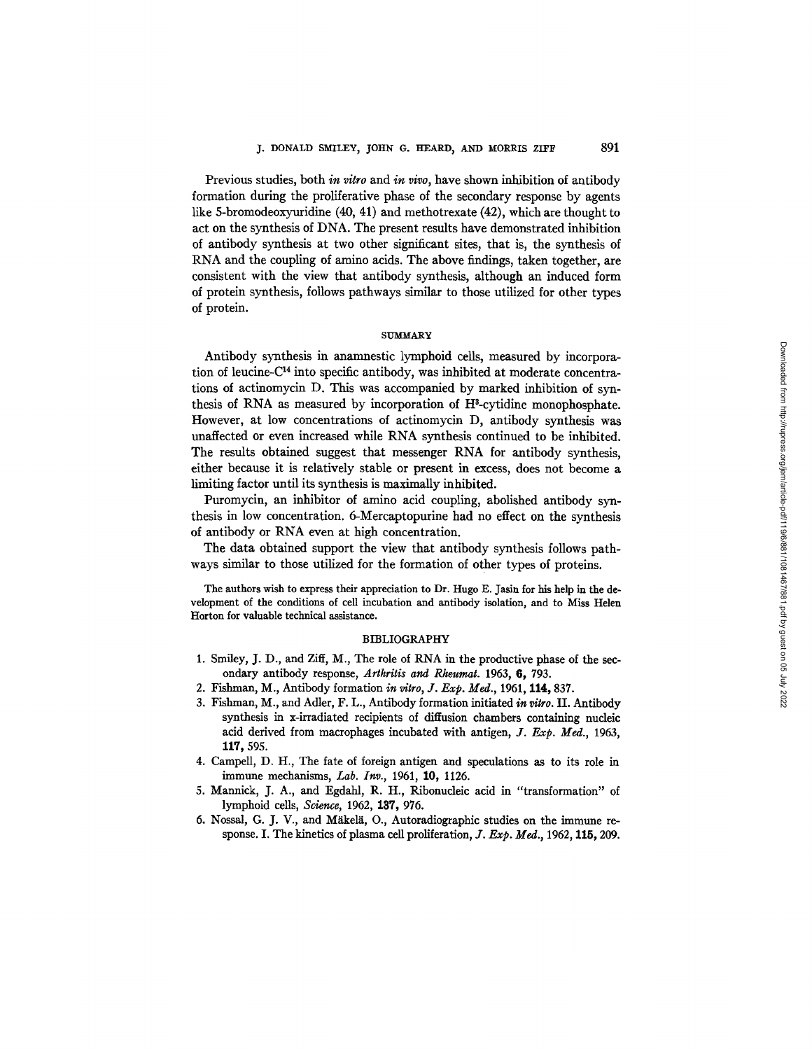Previous studies, both *in vitro* and *in vivo*, have shown inhibition of antibody formation during the proliferative phase of the secondary response by agents like 5-bromodeoxyuridine (40, 41) and methotrexate (42), which are thought to act on the synthesis of DNA. The present results have demonstrated inhibition of antibody synthesis at two other significant sites, that is, the synthesis of RNA and the coupling of amino acids. The above findings, taken together, are consistent with the view that antibody synthesis, although an induced form of protein synthesis, follows pathways similar to those utilized for other types of protein.

## SUMMARY

Antibody synthesis in anamnestic lymphoid cells, measured by incorporation of leucine-$C^{14}$ into specific antibody, was inhibited at moderate concentrations of actinomycin D. This was accompanied by marked inhibition of synthesis of RNA as measured by incorporation of $H^3$-cytidine monophosphate. However, at low concentrations of actinomycin D, antibody synthesis was unaffected or even increased while RNA synthesis continued to be inhibited. The results obtained suggest that messenger RNA for antibody synthesis, either because it is relatively stable or present in excess, does not become a limiting factor until its synthesis is maximally inhibited.

Puromycin, an inhibitor of amino acid coupling, abolished antibody synthesis in low concentration. 6-Mercaptopurine had no effect on the synthesis of antibody or RNA even at high concentration.

The data obtained support the view that antibody synthesis follows pathways similar to those utilized for the formation of other types of proteins.

The authors wish to express their appreciation to Dr. Hugo E. Jasin for his help in the development of the conditions of cell incubation and antibody isolation, and to Miss Helen Horton for valuable technical assistance.

## BIBLIOGRAPHY

1. Smiley, J. D., and Ziff, M., The role of RNA in the productive phase of the secondary antibody response, *Arthritis and Rheumat.* 1963, **6**, 793.
2. Fishman, M., Antibody formation *in vitro*, *J. Exp. Med.*, 1961, **114**, 837.
3. Fishman, M., and Adler, F. L., Antibody formation initiated *in vitro*. II. Antibody synthesis in x-irradiated recipients of diffusion chambers containing nucleic acid derived from macrophages incubated with antigen, *J. Exp. Med.*, 1963, **117**, 595.
4. Campell, D. H., The fate of foreign antigen and speculations as to its role in immune mechanisms, *Lab. Inv.*, 1961, **10**, 1126.
5. Mannick, J. A., and Egdahl, R. H., Ribonucleic acid in "transformation" of lymphoid cells, *Science*, 1962, **137**, 976.
6. Nossal, G. J. V., and Mäkelä, O., Autoradiographic studies on the immune response. I. The kinetics of plasma cell proliferation, *J. Exp. Med.*, 1962, **115**, 209.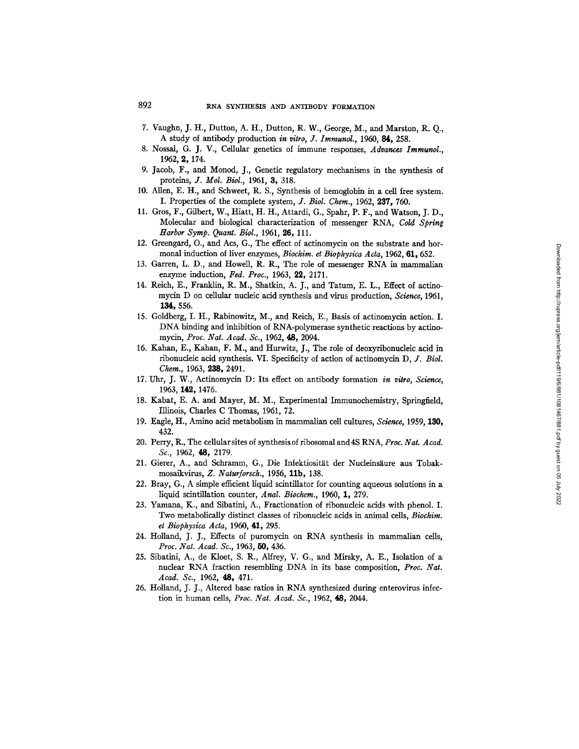7. Vaughn, J. H., Dutton, A. H., Dutton, R. W., George, M., and Marston, R. Q., A study of antibody production *in vitro*, *J. Immunol.*, 1960, **84,** 258.
8. Nossal, G. J. V., Cellular genetics of immune responses, *Advances Immunol.*, 1962, **2,** 174.
9. Jacob, F., and Monod, J., Genetic regulatory mechanisms in the synthesis of proteins, *J. Mol. Biol.*, 1961, **3,** 318.
10. Allen, E. H., and Schweet, R. S., Synthesis of hemoglobin in a cell free system. I. Properties of the complete system, *J. Biol. Chem.*, 1962, **237,** 760.
11. Gros, F., Gilbert, W., Hiatt, H. H., Attardi, G., Spahr, P. F., and Watson, J. D., Molecular and biological characterization of messenger RNA, *Cold Spring Harbor Symp. Quant. Biol.*, 1961, **26,** 111.
12. Greengard, O., and Acs, G., The effect of actinomycin on the substrate and hormonal induction of liver enzymes, *Biochim. et Biophysica Acta*, 1962, **61,** 652.
13. Garren, L. D., and Howell, R. R., The role of messenger RNA in mammalian enzyme induction, *Fed. Proc.*, 1963, **22,** 2171.
14. Reich, E., Franklin, R. M., Shatkin, A. J., and Tatum, E. L., Effect of actinomycin D on cellular nucleic acid synthesis and virus production, *Science*, 1961, **134,** 556.
15. Goldberg, I. H., Rabinowitz, M., and Reich, E., Basis of actinomycin action. I. DNA binding and inhibition of RNA-polymerase synthetic reactions by actinomycin, *Proc. Nat. Acad. Sc.*, 1962, **48,** 2094.
16. Kahan, E., Kahan, F. M., and Hurwitz, J., The role of deoxyribonucleic acid in ribonucleic acid synthesis. VI. Specificity of action of actinomycin D, *J. Biol. Chem.*, 1963, **238,** 2491.
17. Uhr, J. W., Actinomycin D: Its effect on antibody formation *in vitro*, *Science*, 1963, **142,** 1476.
18. Kabat, E. A. and Mayer, M. M., Experimental Immunochemistry, Springfield, Illinois, Charles C Thomas, 1961, 72.
19. Eagle, H., Amino acid metabolism in mammalian cell cultures, *Science*, 1959, **130,** 432.
20. Perry, R., The cellular sites of synthesis of ribosomal and 4S RNA, *Proc. Nat. Acad. Sc.*, 1962, **48,** 2179.
21. Gierer, A., and Schramm, G., Die Infektiosität der Nucleinsäure aus Tobakmosaikvirus, *Z. Naturforsch.*, 1956, **11b,** 138.
22. Bray, G., A simple efficient liquid scintillator for counting aqueous solutions in a liquid scintillation counter, *Anal. Biochem.*, 1960, **1,** 279.
23. Yamana, K., and Sibatini, A., Fractionation of ribonucleic acids with phenol. I. Two metabolically distinct classes of ribonucleic acids in animal cells, *Biochim. et Biophysica Acta*, 1960, **41,** 295.
24. Holland, J. J., Effects of puromycin on RNA synthesis in mammalian cells, *Proc. Nat. Acad. Sc.*, 1963, **50,** 436.
25. Sibatini, A., de Kloet, S. R., Alfrey, V. G., and Mirsky, A. E., Isolation of a nuclear RNA fraction resembling DNA in its base composition, *Proc. Nat. Acad. Sc.*, 1962, **48,** 471.
26. Holland, J. J., Altered base ratios in RNA synthesized during enterovirus infection in human cells, *Proc. Nat. Acad. Sc.*, 1962, **48,** 2044.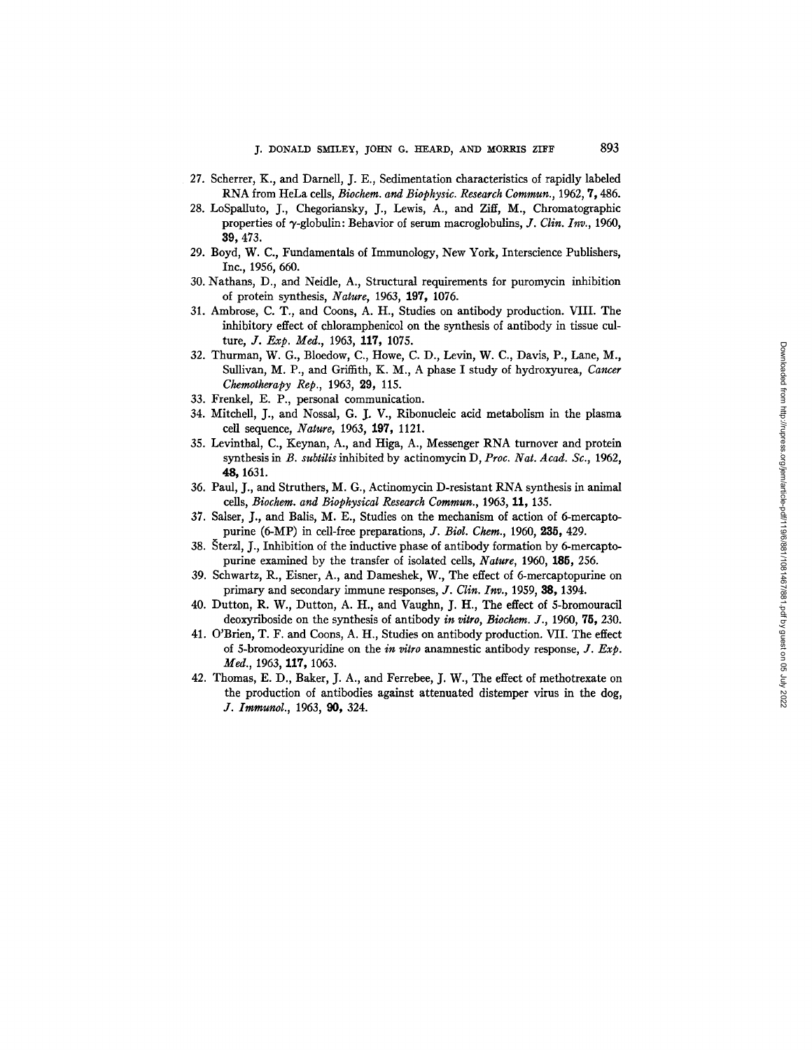27. Scherrer, K., and Darnell, J. E., Sedimentation characteristics of rapidly labeled RNA from HeLa cells, *Biochem. and Biophysic. Research Commun.*, 1962, **7,** 486.
28. LoSpalluto, J., Chegoriansky, J., Lewis, A., and Ziff, M., Chromatographic properties of γ-globulin: Behavior of serum macroglobulins, *J. Clin. Inv.*, 1960, **39,** 473.
29. Boyd, W. C., Fundamentals of Immunology, New York, Interscience Publishers, Inc., 1956, 660.
30. Nathans, D., and Neidle, A., Structural requirements for puromycin inhibition of protein synthesis, *Nature*, 1963, **197,** 1076.
31. Ambrose, C. T., and Coons, A. H., Studies on antibody production. VIII. The inhibitory effect of chloramphenicol on the synthesis of antibody in tissue culture, *J. Exp. Med.*, 1963, **117,** 1075.
32. Thurman, W. G., Bloedow, C., Howe, C. D., Levin, W. C., Davis, P., Lane, M., Sullivan, M. P., and Griffith, K. M., A phase I study of hydroxyurea, *Cancer Chemotherapy Rep.*, 1963, **29,** 115.
33. Frenkel, E. P., personal communication.
34. Mitchell, J., and Nossal, G. J. V., Ribonucleic acid metabolism in the plasma cell sequence, *Nature*, 1963, **197,** 1121.
35. Levinthal, C., Keynan, A., and Higa, A., Messenger RNA turnover and protein synthesis in *B. subtilis* inhibited by actinomycin D, *Proc. Nat. Acad. Sc.*, 1962, **48,** 1631.
36. Paul, J., and Struthers, M. G., Actinomycin D-resistant RNA synthesis in animal cells, *Biochem. and Biophysical Research Commun.*, 1963, **11,** 135.
37. Salser, J., and Balis, M. E., Studies on the mechanism of action of 6-mercaptopurine (6-MP) in cell-free preparations, *J. Biol. Chem.*, 1960, **235,** 429.
38. Šterzl, J., Inhibition of the inductive phase of antibody formation by 6-mercaptopurine examined by the transfer of isolated cells, *Nature*, 1960, **185,** 256.
39. Schwartz, R., Eisner, A., and Dameshek, W., The effect of 6-mercaptopurine on primary and secondary immune responses, *J. Clin. Inv.*, 1959, **38,** 1394.
40. Dutton, R. W., Dutton, A. H., and Vaughn, J. H., The effect of 5-bromouracil deoxyriboside on the synthesis of antibody *in vitro*, *Biochem. J.*, 1960, **75,** 230.
41. O'Brien, T. F. and Coons, A. H., Studies on antibody production. VII. The effect of 5-bromodeoxyuridine on the *in vitro* anamnestic antibody response, *J. Exp. Med.*, 1963, **117,** 1063.
42. Thomas, E. D., Baker, J. A., and Ferrebee, J. W., The effect of methotrexate on the production of antibodies against attenuated distemper virus in the dog, *J. Immunol.*, 1963, **90,** 324.